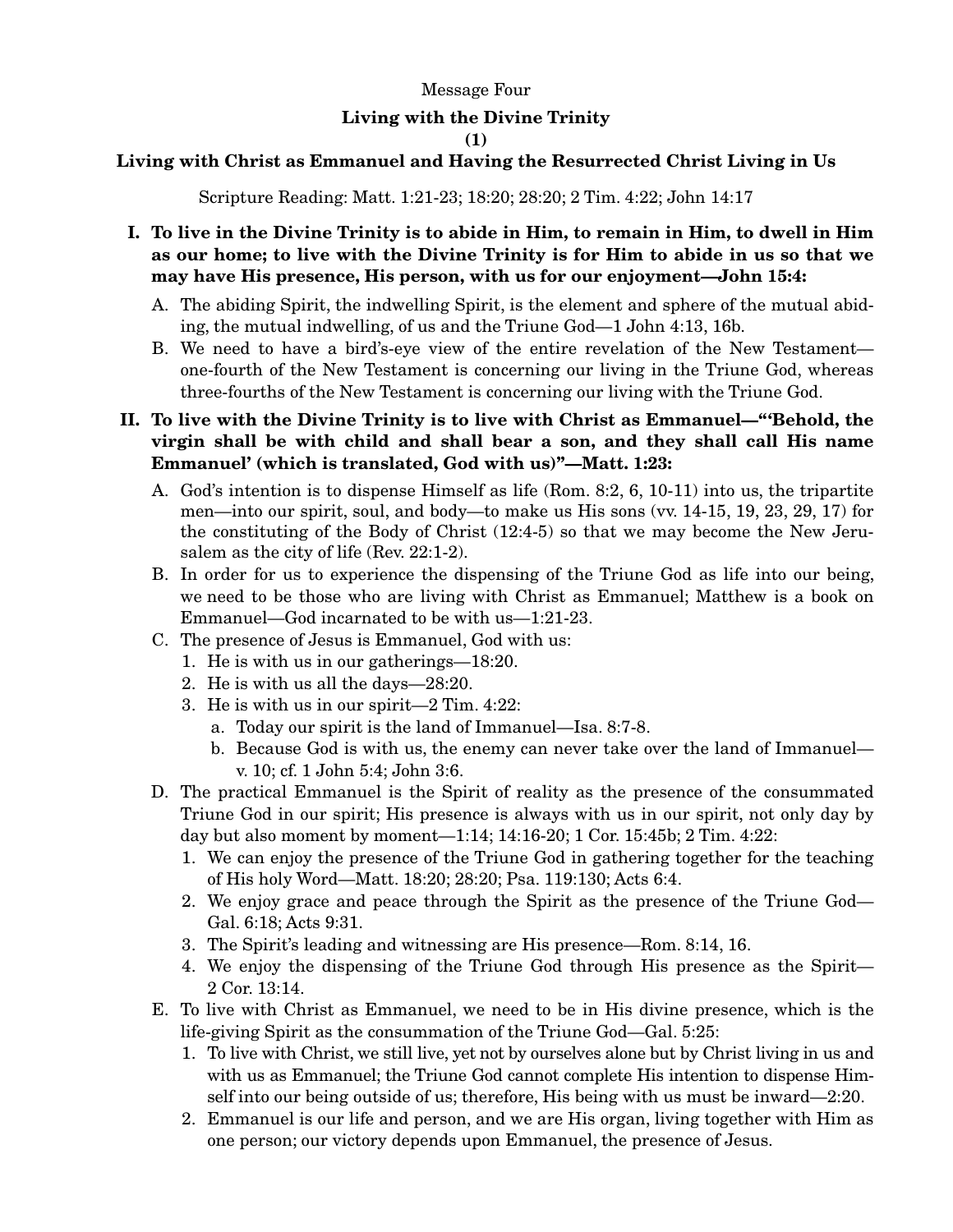Message Four

# Living with the Divine Trinity

## (1)

## Living with Christ as Emmanuel and Having the Resurrected Christ Living in Us

Scripture Reading: Matt. 1:21-23; 18:20; 28:20; 2 Tim. 4:22; John 14:17

**I. To live in the Divine Trinity is to abide in Him, to remain in Him, to dwell in Him as our home; to live with the Divine Trinity is for Him to abide in us so that we may have His presence, His person, with us for our enjoyment—John 15:4:**

- A. The abiding Spirit, the indwelling Spirit, is the element and sphere of the mutual abiding, the mutual indwelling, of us and the Triune God—1 John 4:13, 16b.
- B. We need to have a bird's-eye view of the entire revelation of the New Testament—one-fourth of the New Testament is concerning our living in the Triune God, whereas three-fourths of the New Testament is concerning our living with the Triune God.

**II. To live with the Divine Trinity is to live with Christ as Emmanuel—"'Behold, the virgin shall be with child and shall bear a son, and they shall call His name Emmanuel' (which is translated, God with us)"—Matt. 1:23:**

- A. God's intention is to dispense Himself as life (Rom. 8:2, 6, 10-11) into us, the tripartite men—into our spirit, soul, and body—to make us His sons (vv. 14-15, 19, 23, 29, 17) for the constituting of the Body of Christ (12:4-5) so that we may become the New Jerusalem as the city of life (Rev. 22:1-2).
- B. In order for us to experience the dispensing of the Triune God as life into our being, we need to be those who are living with Christ as Emmanuel; Matthew is a book on Emmanuel—God incarnated to be with us—1:21-23.
- C. The presence of Jesus is Emmanuel, God with us:
  1. He is with us in our gatherings—18:20.
  2. He is with us all the days—28:20.
  3. He is with us in our spirit—2 Tim. 4:22:
     - a. Today our spirit is the land of Immanuel—Isa. 8:7-8.
     - b. Because God is with us, the enemy can never take over the land of Immanuel—v. 10; cf. 1 John 5:4; John 3:6.
- D. The practical Emmanuel is the Spirit of reality as the presence of the consummated Triune God in our spirit; His presence is always with us in our spirit, not only day by day but also moment by moment—1:14; 14:16-20; 1 Cor. 15:45b; 2 Tim. 4:22:
  1. We can enjoy the presence of the Triune God in gathering together for the teaching of His holy Word—Matt. 18:20; 28:20; Psa. 119:130; Acts 6:4.
  2. We enjoy grace and peace through the Spirit as the presence of the Triune God—Gal. 6:18; Acts 9:31.
  3. The Spirit's leading and witnessing are His presence—Rom. 8:14, 16.
  4. We enjoy the dispensing of the Triune God through His presence as the Spirit—2 Cor. 13:14.
- E. To live with Christ as Emmanuel, we need to be in His divine presence, which is the life-giving Spirit as the consummation of the Triune God—Gal. 5:25:
  1. To live with Christ, we still live, yet not by ourselves alone but by Christ living in us and with us as Emmanuel; the Triune God cannot complete His intention to dispense Himself into our being outside of us; therefore, His being with us must be inward—2:20.
  2. Emmanuel is our life and person, and we are His organ, living together with Him as one person; our victory depends upon Emmanuel, the presence of Jesus.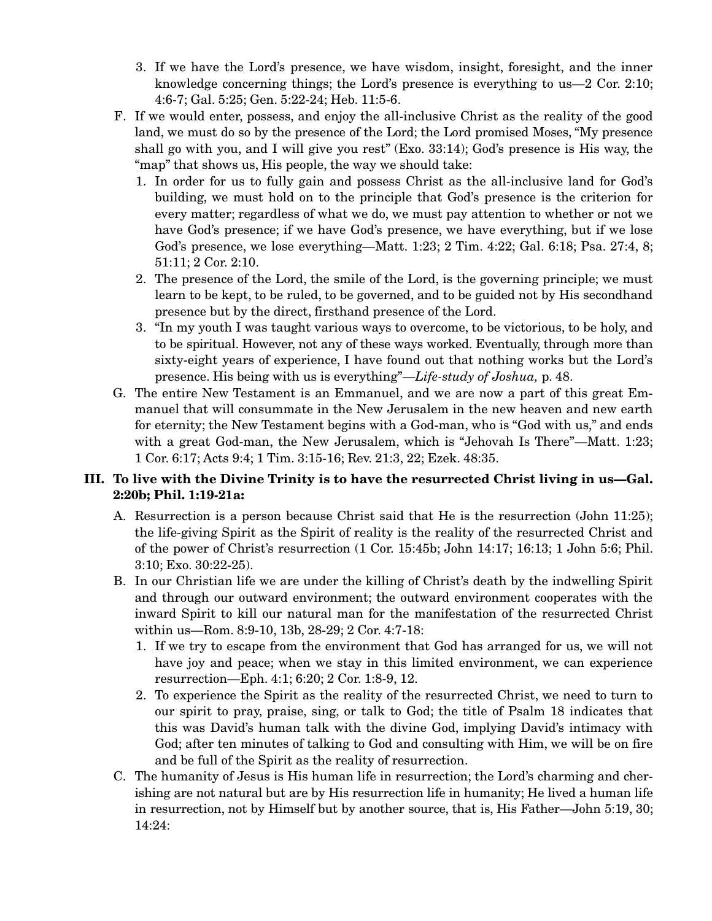3. If we have the Lord's presence, we have wisdom, insight, foresight, and the inner knowledge concerning things; the Lord's presence is everything to us—2 Cor. 2:10; 4:6-7; Gal. 5:25; Gen. 5:22-24; Heb. 11:5-6.

F. If we would enter, possess, and enjoy the all-inclusive Christ as the reality of the good land, we must do so by the presence of the Lord; the Lord promised Moses, "My presence shall go with you, and I will give you rest" (Exo. 33:14); God's presence is His way, the "map" that shows us, His people, the way we should take:

1. In order for us to fully gain and possess Christ as the all-inclusive land for God's building, we must hold on to the principle that God's presence is the criterion for every matter; regardless of what we do, we must pay attention to whether or not we have God's presence; if we have God's presence, we have everything, but if we lose God's presence, we lose everything—Matt. 1:23; 2 Tim. 4:22; Gal. 6:18; Psa. 27:4, 8; 51:11; 2 Cor. 2:10.
2. The presence of the Lord, the smile of the Lord, is the governing principle; we must learn to be kept, to be ruled, to be governed, and to be guided not by His secondhand presence but by the direct, firsthand presence of the Lord.
3. "In my youth I was taught various ways to overcome, to be victorious, to be holy, and to be spiritual. However, not any of these ways worked. Eventually, through more than sixty-eight years of experience, I have found out that nothing works but the Lord's presence. His being with us is everything"—*Life-study of Joshua,* p. 48.

G. The entire New Testament is an Emmanuel, and we are now a part of this great Emmanuel that will consummate in the New Jerusalem in the new heaven and new earth for eternity; the New Testament begins with a God-man, who is "God with us," and ends with a great God-man, the New Jerusalem, which is "Jehovah Is There"—Matt. 1:23; 1 Cor. 6:17; Acts 9:4; 1 Tim. 3:15-16; Rev. 21:3, 22; Ezek. 48:35.

## III. To live with the Divine Trinity is to have the resurrected Christ living in us—Gal. 2:20b; Phil. 1:19-21a:

A. Resurrection is a person because Christ said that He is the resurrection (John 11:25); the life-giving Spirit as the Spirit of reality is the reality of the resurrected Christ and of the power of Christ's resurrection (1 Cor. 15:45b; John 14:17; 16:13; 1 John 5:6; Phil. 3:10; Exo. 30:22-25).

B. In our Christian life we are under the killing of Christ's death by the indwelling Spirit and through our outward environment; the outward environment cooperates with the inward Spirit to kill our natural man for the manifestation of the resurrected Christ within us—Rom. 8:9-10, 13b, 28-29; 2 Cor. 4:7-18:

1. If we try to escape from the environment that God has arranged for us, we will not have joy and peace; when we stay in this limited environment, we can experience resurrection—Eph. 4:1; 6:20; 2 Cor. 1:8-9, 12.
2. To experience the Spirit as the reality of the resurrected Christ, we need to turn to our spirit to pray, praise, sing, or talk to God; the title of Psalm 18 indicates that this was David's human talk with the divine God, implying David's intimacy with God; after ten minutes of talking to God and consulting with Him, we will be on fire and be full of the Spirit as the reality of resurrection.

C. The humanity of Jesus is His human life in resurrection; the Lord's charming and cherishing are not natural but are by His resurrection life in humanity; He lived a human life in resurrection, not by Himself but by another source, that is, His Father—John 5:19, 30; 14:24: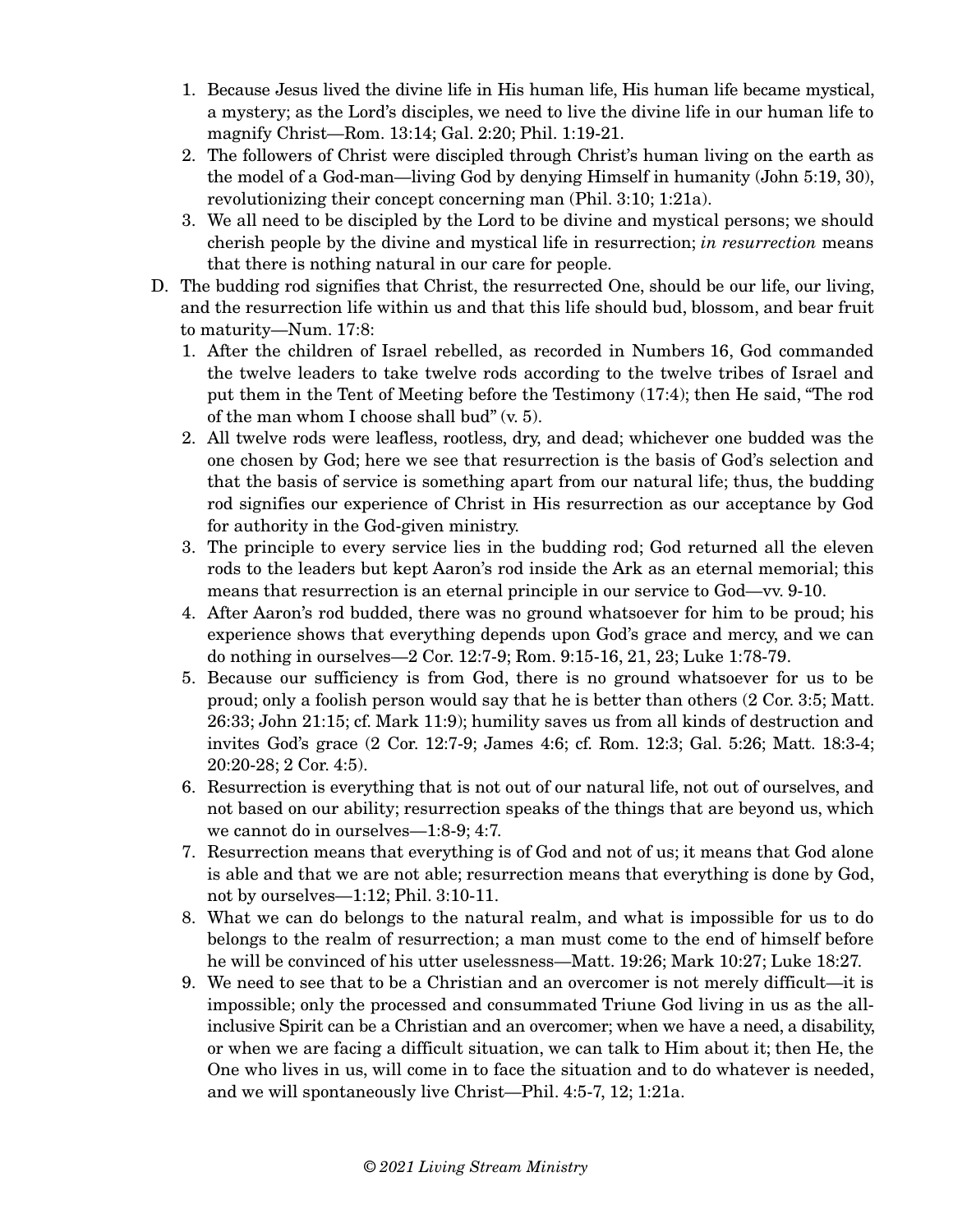1. Because Jesus lived the divine life in His human life, His human life became mystical, a mystery; as the Lord's disciples, we need to live the divine life in our human life to magnify Christ—Rom. 13:14; Gal. 2:20; Phil. 1:19-21.
2. The followers of Christ were discipled through Christ's human living on the earth as the model of a God-man—living God by denying Himself in humanity (John 5:19, 30), revolutionizing their concept concerning man (Phil. 3:10; 1:21a).
3. We all need to be discipled by the Lord to be divine and mystical persons; we should cherish people by the divine and mystical life in resurrection; *in resurrection* means that there is nothing natural in our care for people.

D. The budding rod signifies that Christ, the resurrected One, should be our life, our living, and the resurrection life within us and that this life should bud, blossom, and bear fruit to maturity—Num. 17:8:

1. After the children of Israel rebelled, as recorded in Numbers 16, God commanded the twelve leaders to take twelve rods according to the twelve tribes of Israel and put them in the Tent of Meeting before the Testimony (17:4); then He said, "The rod of the man whom I choose shall bud" (v. 5).
2. All twelve rods were leafless, rootless, dry, and dead; whichever one budded was the one chosen by God; here we see that resurrection is the basis of God's selection and that the basis of service is something apart from our natural life; thus, the budding rod signifies our experience of Christ in His resurrection as our acceptance by God for authority in the God-given ministry.
3. The principle to every service lies in the budding rod; God returned all the eleven rods to the leaders but kept Aaron's rod inside the Ark as an eternal memorial; this means that resurrection is an eternal principle in our service to God—vv. 9-10.
4. After Aaron's rod budded, there was no ground whatsoever for him to be proud; his experience shows that everything depends upon God's grace and mercy, and we can do nothing in ourselves—2 Cor. 12:7-9; Rom. 9:15-16, 21, 23; Luke 1:78-79.
5. Because our sufficiency is from God, there is no ground whatsoever for us to be proud; only a foolish person would say that he is better than others (2 Cor. 3:5; Matt. 26:33; John 21:15; cf. Mark 11:9); humility saves us from all kinds of destruction and invites God's grace (2 Cor. 12:7-9; James 4:6; cf. Rom. 12:3; Gal. 5:26; Matt. 18:3-4; 20:20-28; 2 Cor. 4:5).
6. Resurrection is everything that is not out of our natural life, not out of ourselves, and not based on our ability; resurrection speaks of the things that are beyond us, which we cannot do in ourselves—1:8-9; 4:7.
7. Resurrection means that everything is of God and not of us; it means that God alone is able and that we are not able; resurrection means that everything is done by God, not by ourselves—1:12; Phil. 3:10-11.
8. What we can do belongs to the natural realm, and what is impossible for us to do belongs to the realm of resurrection; a man must come to the end of himself before he will be convinced of his utter uselessness—Matt. 19:26; Mark 10:27; Luke 18:27.
9. We need to see that to be a Christian and an overcomer is not merely difficult—it is impossible; only the processed and consummated Triune God living in us as the all-inclusive Spirit can be a Christian and an overcomer; when we have a need, a disability, or when we are facing a difficult situation, we can talk to Him about it; then He, the One who lives in us, will come in to face the situation and to do whatever is needed, and we will spontaneously live Christ—Phil. 4:5-7, 12; 1:21a.

*© 2021 Living Stream Ministry*